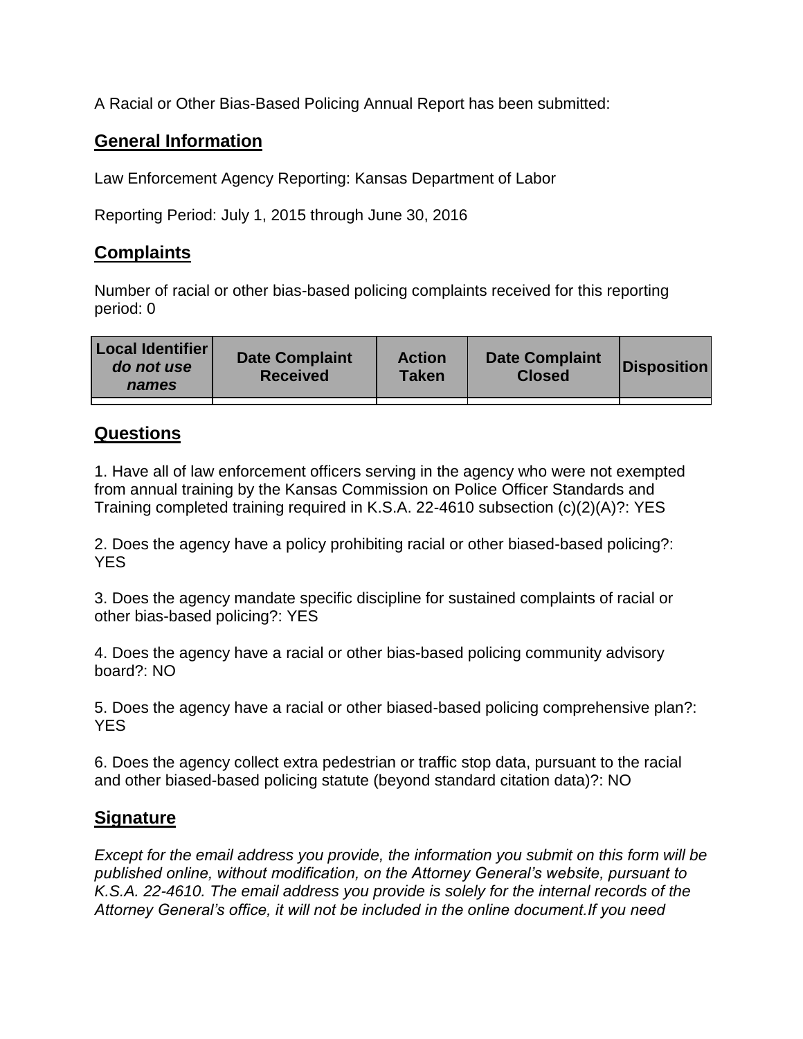A Racial or Other Bias-Based Policing Annual Report has been submitted:

## General Information

Law Enforcement Agency Reporting: Kansas Department of Labor

Reporting Period: July 1, 2015 through June 30, 2016

## Complaints

Number of racial or other bias-based policing complaints received for this reporting period: 0

| Local Identifier *do not use names* | Date Complaint Received | Action Taken | Date Complaint Closed | Disposition |
|---|---|---|---|---|
| | | | | |

## Questions

1. Have all of law enforcement officers serving in the agency who were not exempted from annual training by the Kansas Commission on Police Officer Standards and Training completed training required in K.S.A. 22-4610 subsection (c)(2)(A)?: YES

2. Does the agency have a policy prohibiting racial or other biased-based policing?: YES

3. Does the agency mandate specific discipline for sustained complaints of racial or other bias-based policing?: YES

4. Does the agency have a racial or other bias-based policing community advisory board?: NO

5. Does the agency have a racial or other biased-based policing comprehensive plan?: YES

6. Does the agency collect extra pedestrian or traffic stop data, pursuant to the racial and other biased-based policing statute (beyond standard citation data)?: NO

## Signature

*Except for the email address you provide, the information you submit on this form will be published online, without modification, on the Attorney General's website, pursuant to K.S.A. 22-4610. The email address you provide is solely for the internal records of the Attorney General's office, it will not be included in the online document.If you need*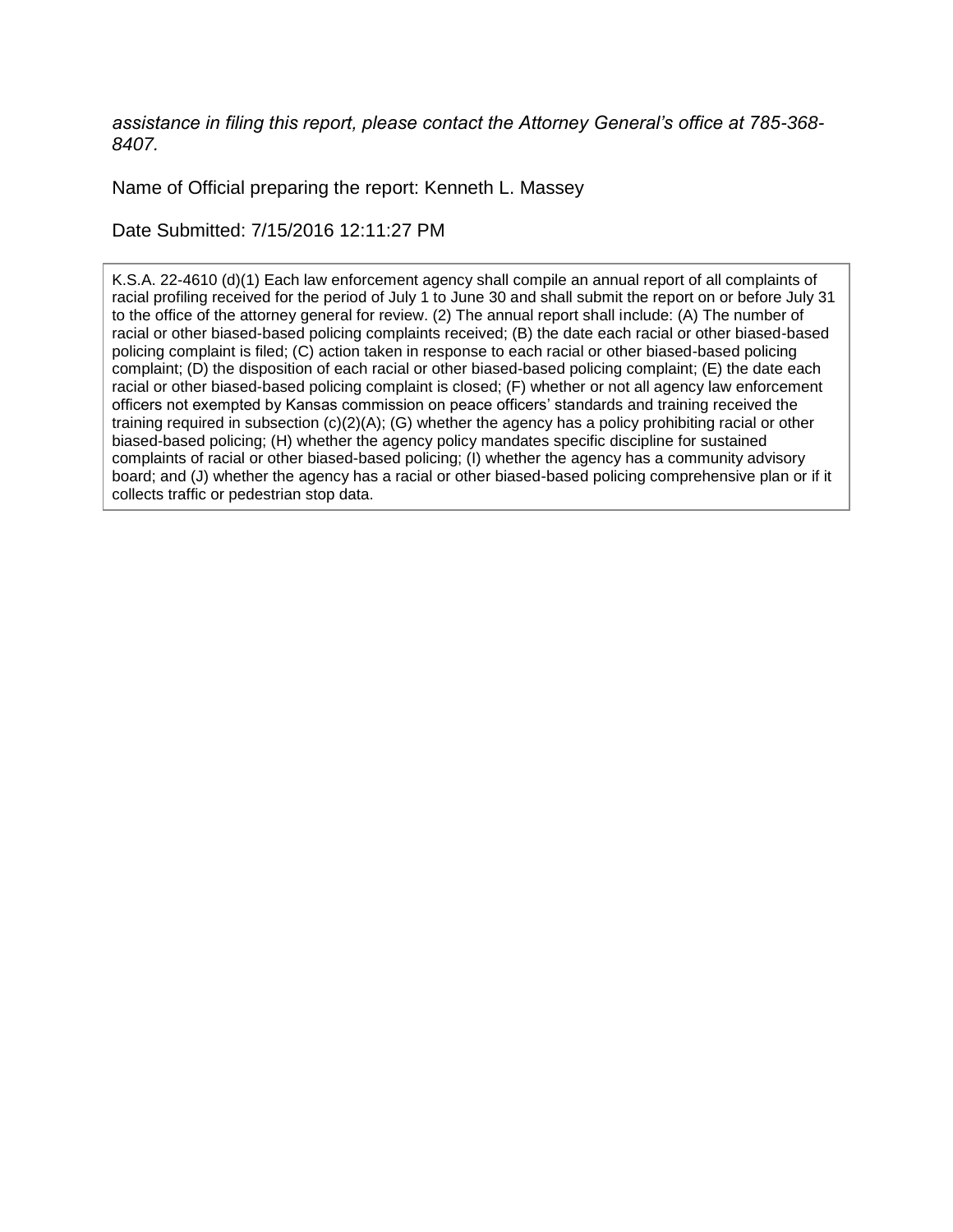*assistance in filing this report, please contact the Attorney General's office at 785-368-8407.*

Name of Official preparing the report: Kenneth L. Massey

Date Submitted: 7/15/2016 12:11:27 PM

K.S.A. 22-4610 (d)(1) Each law enforcement agency shall compile an annual report of all complaints of racial profiling received for the period of July 1 to June 30 and shall submit the report on or before July 31 to the office of the attorney general for review. (2) The annual report shall include: (A) The number of racial or other biased-based policing complaints received; (B) the date each racial or other biased-based policing complaint is filed; (C) action taken in response to each racial or other biased-based policing complaint; (D) the disposition of each racial or other biased-based policing complaint; (E) the date each racial or other biased-based policing complaint is closed; (F) whether or not all agency law enforcement officers not exempted by Kansas commission on peace officers' standards and training received the training required in subsection (c)(2)(A); (G) whether the agency has a policy prohibiting racial or other biased-based policing; (H) whether the agency policy mandates specific discipline for sustained complaints of racial or other biased-based policing; (I) whether the agency has a community advisory board; and (J) whether the agency has a racial or other biased-based policing comprehensive plan or if it collects traffic or pedestrian stop data.